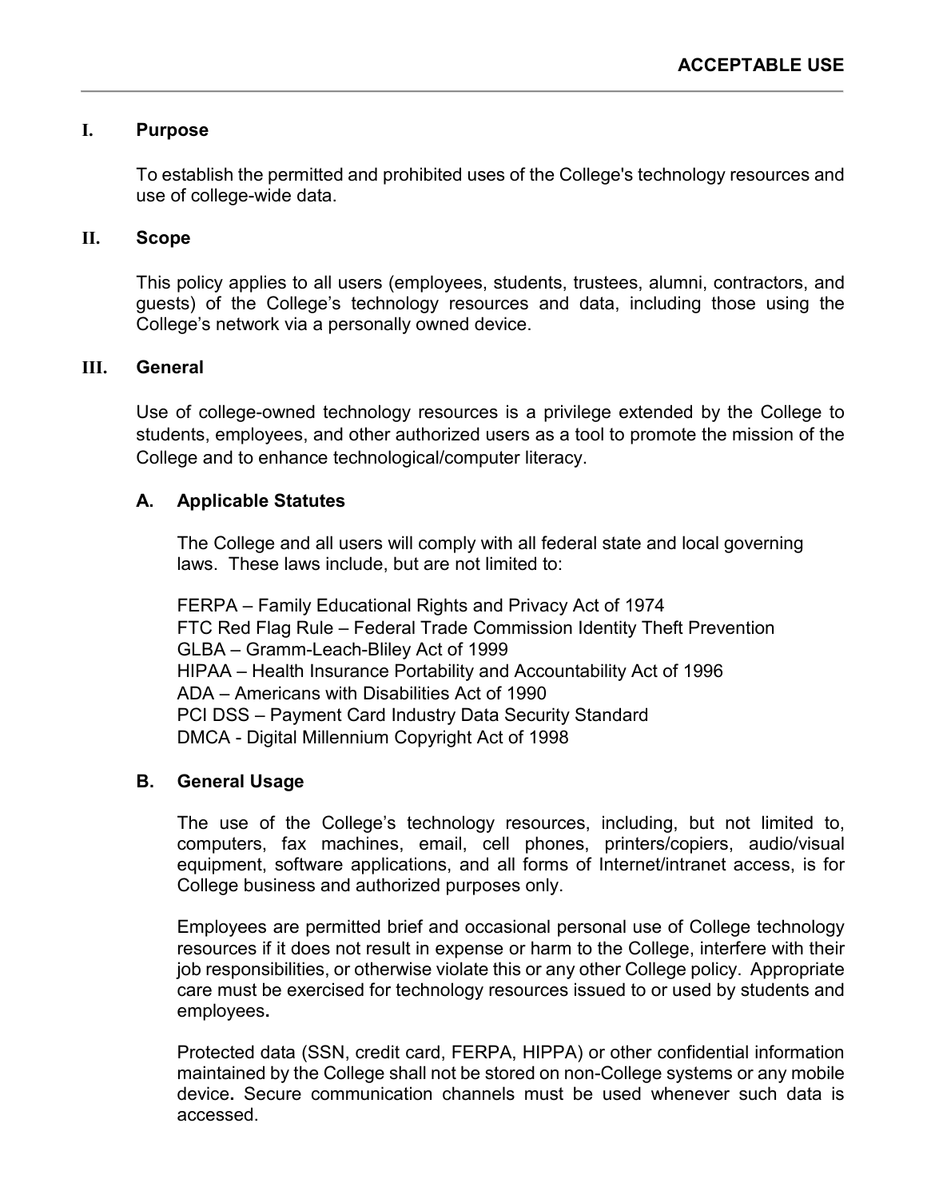# ACCEPTABLE USE

## I. Purpose

To establish the permitted and prohibited uses of the College's technology resources and use of college-wide data.

## II. Scope

This policy applies to all users (employees, students, trustees, alumni, contractors, and guests) of the College's technology resources and data, including those using the College's network via a personally owned device.

## III. General

Use of college-owned technology resources is a privilege extended by the College to students, employees, and other authorized users as a tool to promote the mission of the College and to enhance technological/computer literacy.

### A. Applicable Statutes

The College and all users will comply with all federal state and local governing laws. These laws include, but are not limited to:

FERPA – Family Educational Rights and Privacy Act of 1974
FTC Red Flag Rule – Federal Trade Commission Identity Theft Prevention
GLBA – Gramm-Leach-Bliley Act of 1999
HIPAA – Health Insurance Portability and Accountability Act of 1996
ADA – Americans with Disabilities Act of 1990
PCI DSS – Payment Card Industry Data Security Standard
DMCA - Digital Millennium Copyright Act of 1998

### B. General Usage

The use of the College's technology resources, including, but not limited to, computers, fax machines, email, cell phones, printers/copiers, audio/visual equipment, software applications, and all forms of Internet/intranet access, is for College business and authorized purposes only.

Employees are permitted brief and occasional personal use of College technology resources if it does not result in expense or harm to the College, interfere with their job responsibilities, or otherwise violate this or any other College policy. Appropriate care must be exercised for technology resources issued to or used by students and employees.

Protected data (SSN, credit card, FERPA, HIPPA) or other confidential information maintained by the College shall not be stored on non-College systems or any mobile device. Secure communication channels must be used whenever such data is accessed.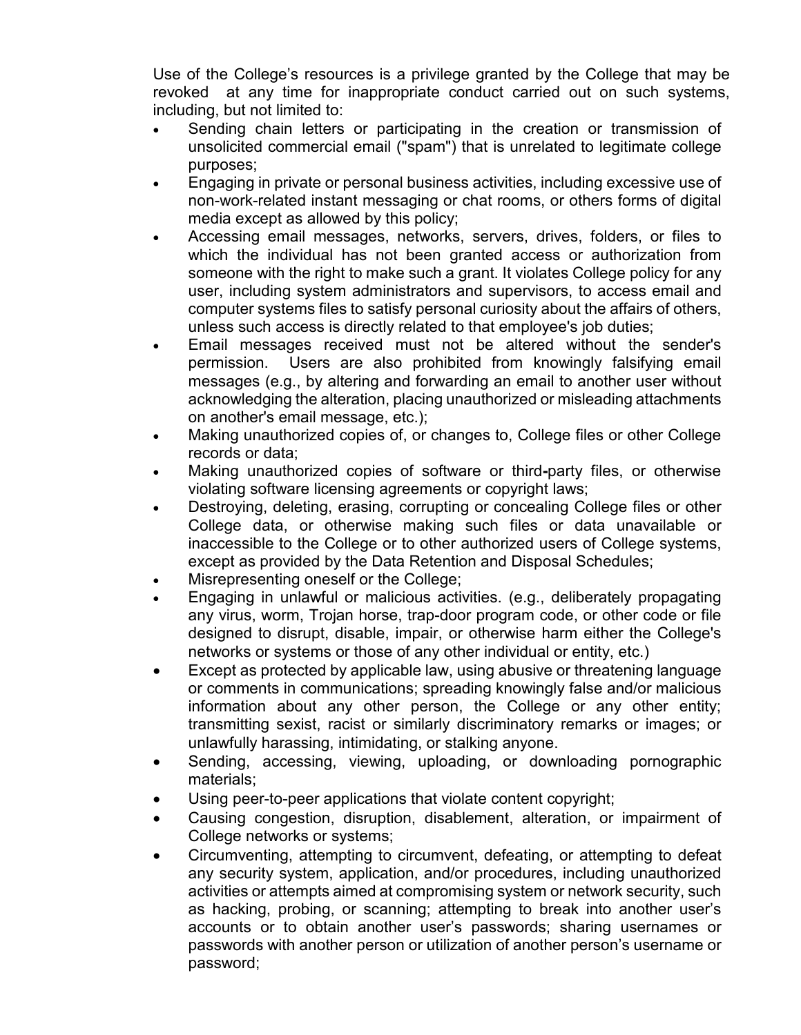Use of the College's resources is a privilege granted by the College that may be revoked at any time for inappropriate conduct carried out on such systems, including, but not limited to:

- Sending chain letters or participating in the creation or transmission of unsolicited commercial email ("spam") that is unrelated to legitimate college purposes;
- Engaging in private or personal business activities, including excessive use of non-work-related instant messaging or chat rooms, or others forms of digital media except as allowed by this policy;
- Accessing email messages, networks, servers, drives, folders, or files to which the individual has not been granted access or authorization from someone with the right to make such a grant. It violates College policy for any user, including system administrators and supervisors, to access email and computer systems files to satisfy personal curiosity about the affairs of others, unless such access is directly related to that employee's job duties;
- Email messages received must not be altered without the sender's permission. Users are also prohibited from knowingly falsifying email messages (e.g., by altering and forwarding an email to another user without acknowledging the alteration, placing unauthorized or misleading attachments on another's email message, etc.);
- Making unauthorized copies of, or changes to, College files or other College records or data;
- Making unauthorized copies of software or third-party files, or otherwise violating software licensing agreements or copyright laws;
- Destroying, deleting, erasing, corrupting or concealing College files or other College data, or otherwise making such files or data unavailable or inaccessible to the College or to other authorized users of College systems, except as provided by the Data Retention and Disposal Schedules;
- Misrepresenting oneself or the College;
- Engaging in unlawful or malicious activities. (e.g., deliberately propagating any virus, worm, Trojan horse, trap-door program code, or other code or file designed to disrupt, disable, impair, or otherwise harm either the College's networks or systems or those of any other individual or entity, etc.)
- Except as protected by applicable law, using abusive or threatening language or comments in communications; spreading knowingly false and/or malicious information about any other person, the College or any other entity; transmitting sexist, racist or similarly discriminatory remarks or images; or unlawfully harassing, intimidating, or stalking anyone.
- Sending, accessing, viewing, uploading, or downloading pornographic materials;
- Using peer-to-peer applications that violate content copyright;
- Causing congestion, disruption, disablement, alteration, or impairment of College networks or systems;
- Circumventing, attempting to circumvent, defeating, or attempting to defeat any security system, application, and/or procedures, including unauthorized activities or attempts aimed at compromising system or network security, such as hacking, probing, or scanning; attempting to break into another user's accounts or to obtain another user's passwords; sharing usernames or passwords with another person or utilization of another person's username or password;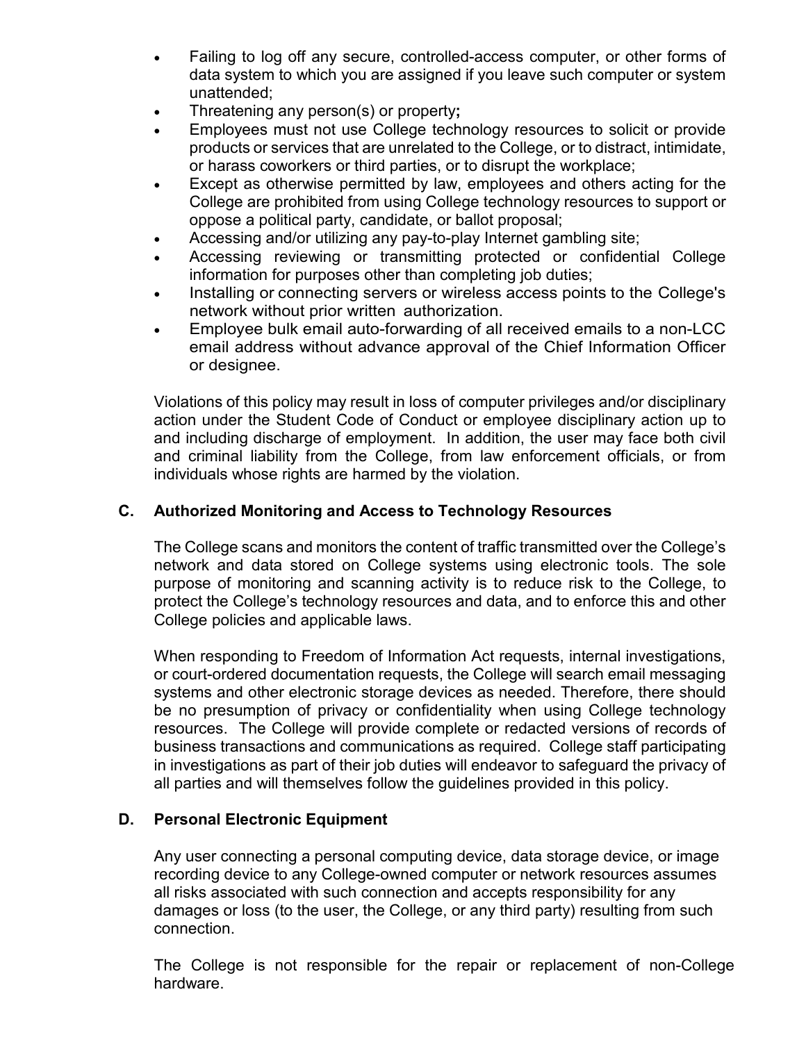- Failing to log off any secure, controlled-access computer, or other forms of data system to which you are assigned if you leave such computer or system unattended;
- Threatening any person(s) or property**;**
- Employees must not use College technology resources to solicit or provide products or services that are unrelated to the College, or to distract, intimidate, or harass coworkers or third parties, or to disrupt the workplace;
- Except as otherwise permitted by law, employees and others acting for the College are prohibited from using College technology resources to support or oppose a political party, candidate, or ballot proposal;
- Accessing and/or utilizing any pay-to-play Internet gambling site;
- Accessing reviewing or transmitting protected or confidential College information for purposes other than completing job duties;
- Installing or connecting servers or wireless access points to the College's network without prior written authorization.
- Employee bulk email auto-forwarding of all received emails to a non-LCC email address without advance approval of the Chief Information Officer or designee.

Violations of this policy may result in loss of computer privileges and/or disciplinary action under the Student Code of Conduct or employee disciplinary action up to and including discharge of employment. In addition, the user may face both civil and criminal liability from the College, from law enforcement officials, or from individuals whose rights are harmed by the violation.

### C. Authorized Monitoring and Access to Technology Resources

The College scans and monitors the content of traffic transmitted over the College's network and data stored on College systems using electronic tools. The sole purpose of monitoring and scanning activity is to reduce risk to the College, to protect the College's technology resources and data, and to enforce this and other College policies and applicable laws.

When responding to Freedom of Information Act requests, internal investigations, or court-ordered documentation requests, the College will search email messaging systems and other electronic storage devices as needed. Therefore, there should be no presumption of privacy or confidentiality when using College technology resources. The College will provide complete or redacted versions of records of business transactions and communications as required. College staff participating in investigations as part of their job duties will endeavor to safeguard the privacy of all parties and will themselves follow the guidelines provided in this policy.

### D. Personal Electronic Equipment

Any user connecting a personal computing device, data storage device, or image recording device to any College-owned computer or network resources assumes all risks associated with such connection and accepts responsibility for any damages or loss (to the user, the College, or any third party) resulting from such connection.

The College is not responsible for the repair or replacement of non-College hardware.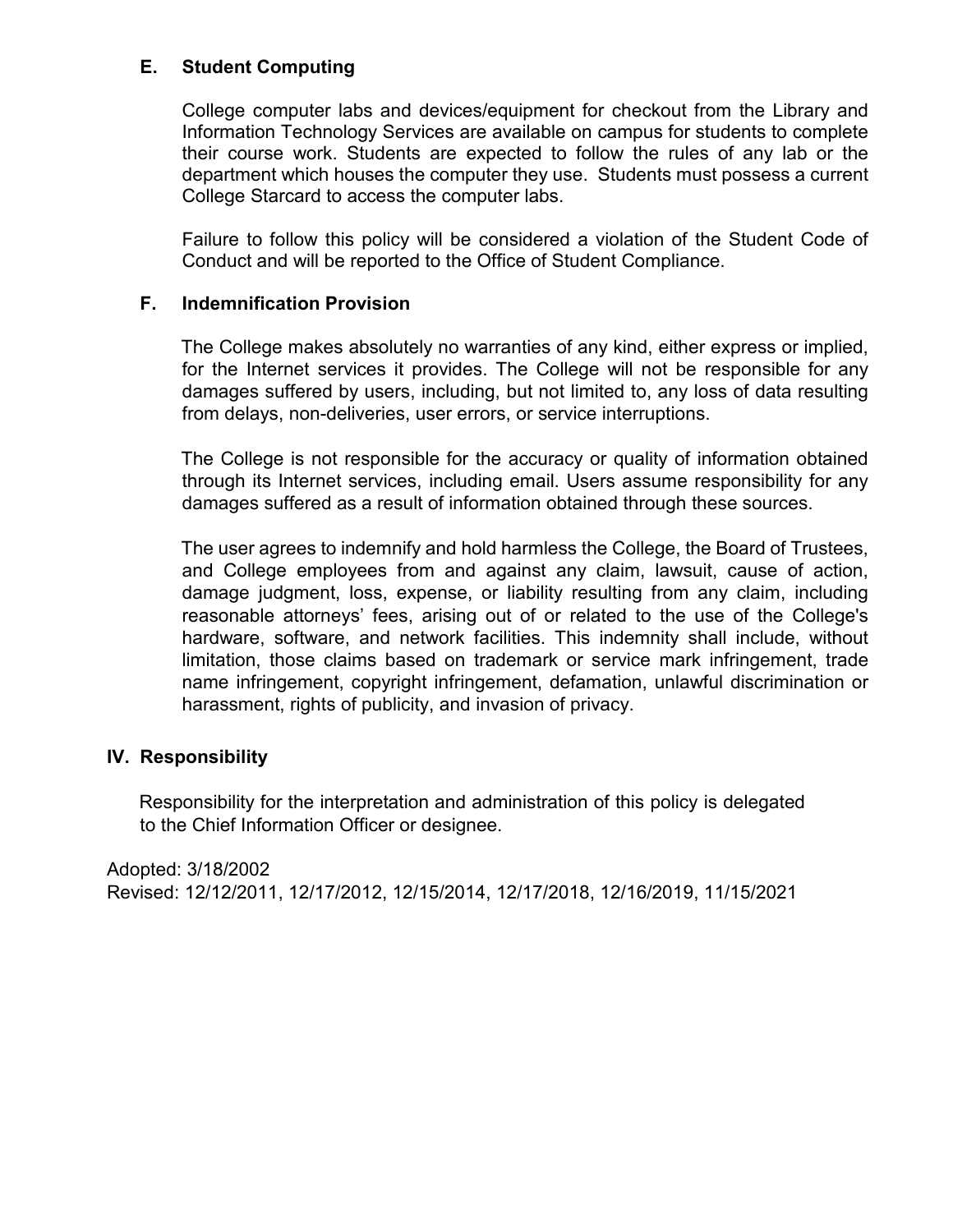### E. Student Computing

College computer labs and devices/equipment for checkout from the Library and Information Technology Services are available on campus for students to complete their course work. Students are expected to follow the rules of any lab or the department which houses the computer they use. Students must possess a current College Starcard to access the computer labs.

Failure to follow this policy will be considered a violation of the Student Code of Conduct and will be reported to the Office of Student Compliance.

### F. Indemnification Provision

The College makes absolutely no warranties of any kind, either express or implied, for the Internet services it provides. The College will not be responsible for any damages suffered by users, including, but not limited to, any loss of data resulting from delays, non-deliveries, user errors, or service interruptions.

The College is not responsible for the accuracy or quality of information obtained through its Internet services, including email. Users assume responsibility for any damages suffered as a result of information obtained through these sources.

The user agrees to indemnify and hold harmless the College, the Board of Trustees, and College employees from and against any claim, lawsuit, cause of action, damage judgment, loss, expense, or liability resulting from any claim, including reasonable attorneys' fees, arising out of or related to the use of the College's hardware, software, and network facilities. This indemnity shall include, without limitation, those claims based on trademark or service mark infringement, trade name infringement, copyright infringement, defamation, unlawful discrimination or harassment, rights of publicity, and invasion of privacy.

## IV. Responsibility

Responsibility for the interpretation and administration of this policy is delegated to the Chief Information Officer or designee.

Adopted: 3/18/2002
Revised: 12/12/2011, 12/17/2012, 12/15/2014, 12/17/2018, 12/16/2019, 11/15/2021